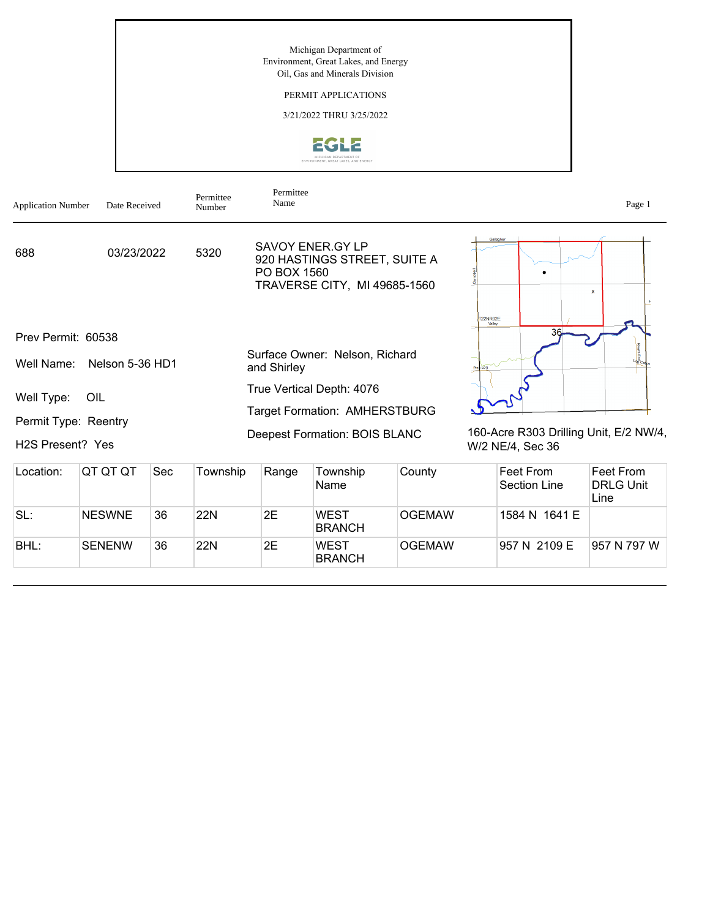Michigan Department of
Environment, Great Lakes, and Energy
Oil, Gas and Minerals Division

PERMIT APPLICATIONS

3/21/2022 THRU 3/25/2022

| Application Number | Date Received | Permittee Number | Permittee Name |
|---|---|---|---|
| 688 | 03/23/2022 | 5320 | SAVOY ENER.GY LP<br>920 HASTINGS STREET, SUITE A<br>PO BOX 1560<br>TRAVERSE CITY, MI 49685-1560 |

Prev Permit: 60538

Well Name: Nelson 5-36 HD1

Well Type: OIL

Permit Type: Reentry

H2S Present? Yes

Surface Owner: Nelson, Richard and Shirley

True Vertical Depth: 4076

Target Formation: AMHERSTBURG

Deepest Formation: BOIS BLANC

160-Acre R303 Drilling Unit, E/2 NW/4, W/2 NE/4, Sec 36

| Location: | QT QT QT | Sec | Township | Range | Township Name | County | Feet From Section Line | Feet From DRLG Unit Line |
|---|---|---|---|---|---|---|---|---|
| SL: | NESWNE | 36 | 22N | 2E | WEST BRANCH | OGEMAW | 1584 N 1641 E | |
| BHL: | SENENW | 36 | 22N | 2E | WEST BRANCH | OGEMAW | 957 N 2109 E | 957 N 797 W |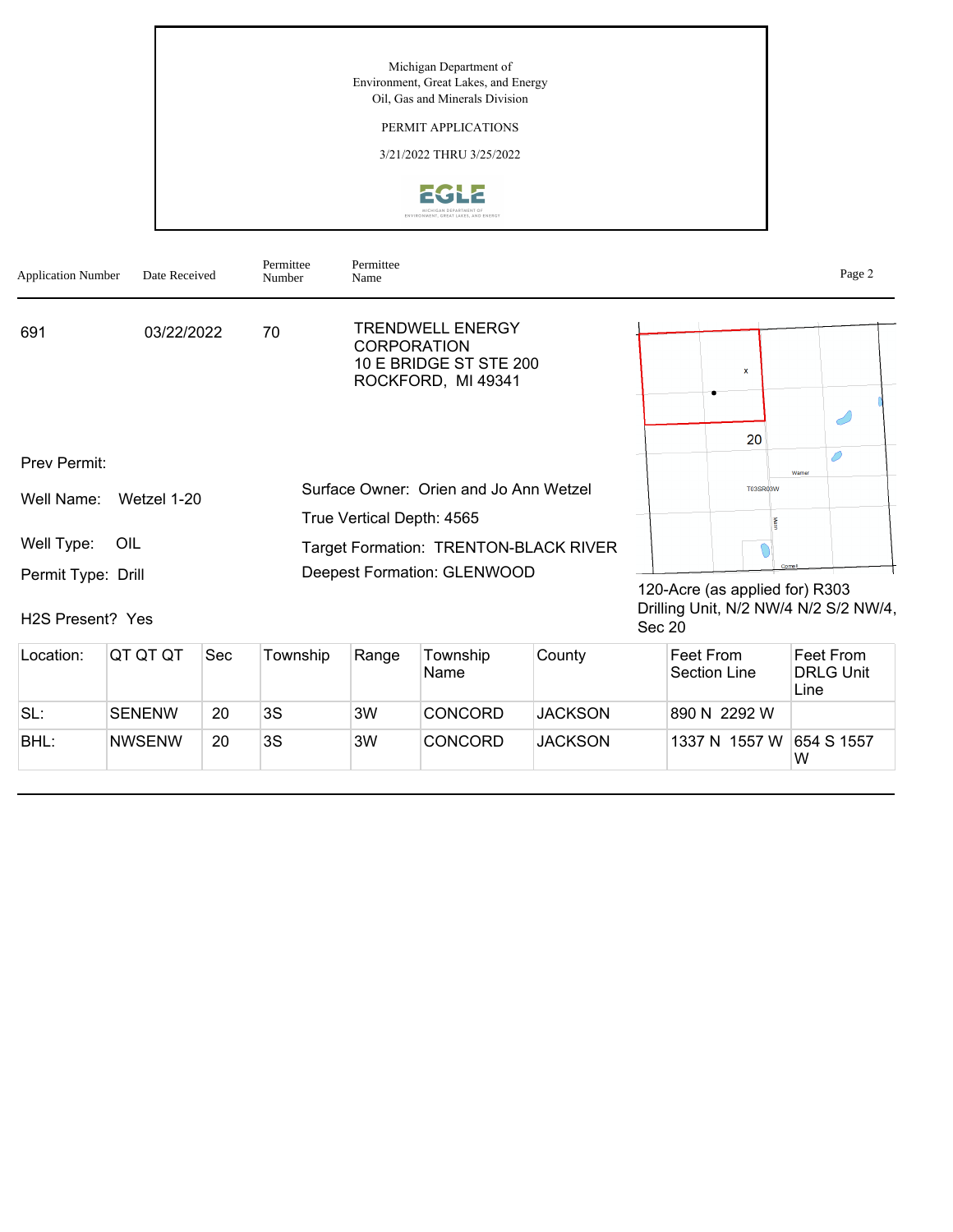Michigan Department of
Environment, Great Lakes, and Energy
Oil, Gas and Minerals Division

PERMIT APPLICATIONS

3/21/2022 THRU 3/25/2022

| Application Number | Date Received | Permittee Number | Permittee Name |
|---|---|---|---|
| 691 | 03/22/2022 | 70 | TRENDWELL ENERGY CORPORATION<br>10 E BRIDGE ST STE 200<br>ROCKFORD, MI 49341 |

Prev Permit:

Well Name: Wetzel 1-20

Well Type: OIL

Permit Type: Drill

H2S Present? Yes

Surface Owner: Orien and Jo Ann Wetzel

True Vertical Depth: 4565

Target Formation: TRENTON-BLACK RIVER

Deepest Formation: GLENWOOD

120-Acre (as applied for) R303 Drilling Unit, N/2 NW/4 N/2 S/2 NW/4, Sec 20

| Location: | QT QT QT | Sec | Township | Range | Township Name | County | Feet From Section Line | Feet From DRLG Unit Line |
|---|---|---|---|---|---|---|---|---|
| SL: | SENENW | 20 | 3S | 3W | CONCORD | JACKSON | 890 N 2292 W | |
| BHL: | NWSENW | 20 | 3S | 3W | CONCORD | JACKSON | 1337 N 1557 W | 654 S 1557 W |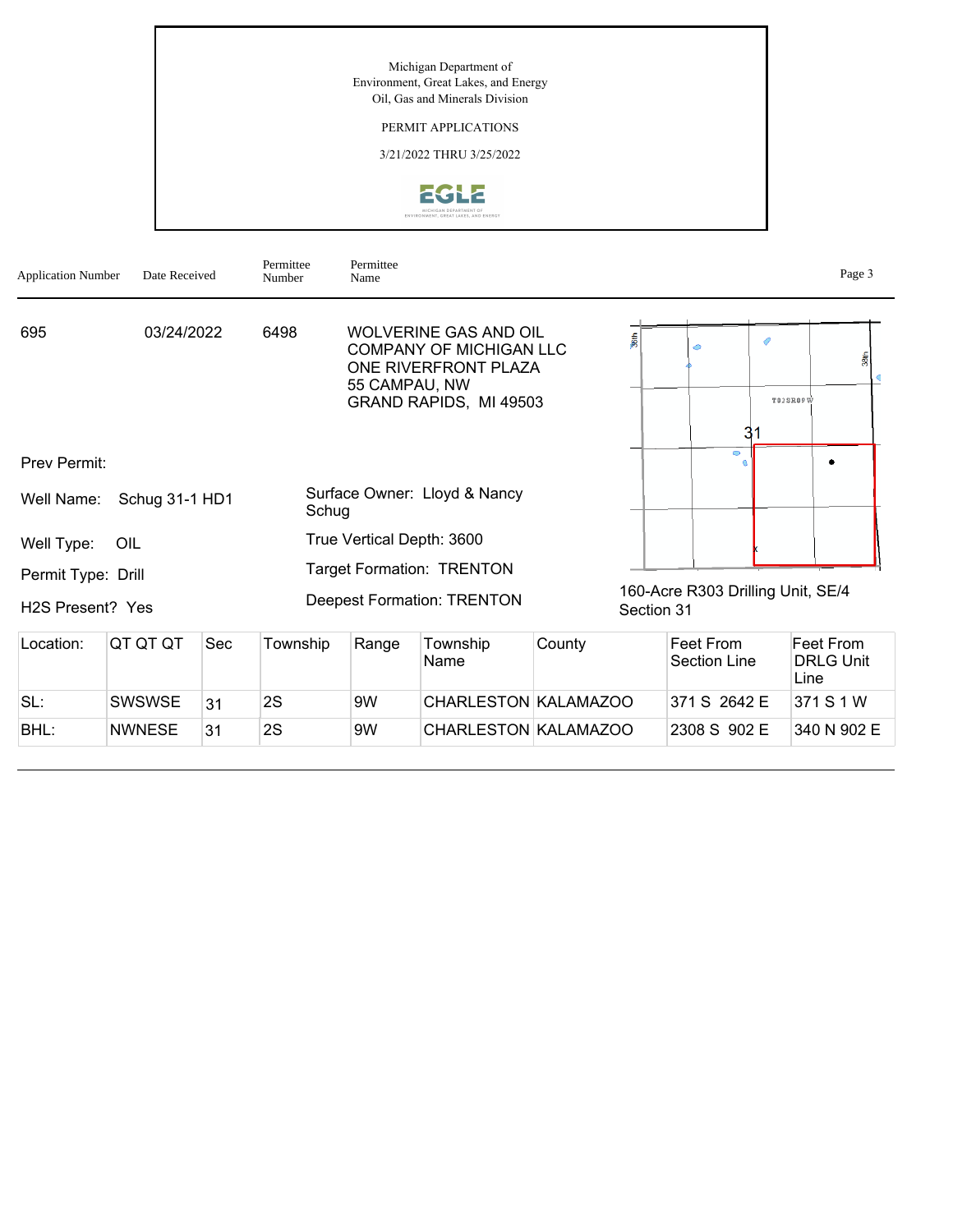Michigan Department of
Environment, Great Lakes, and Energy
Oil, Gas and Minerals Division

PERMIT APPLICATIONS

3/21/2022 THRU 3/25/2022

| Application Number | Date Received | Permittee Number | Permittee Name |
|---|---|---|---|
| 695 | 03/24/2022 | 6498 | WOLVERINE GAS AND OIL COMPANY OF MICHIGAN LLC<br>ONE RIVERFRONT PLAZA<br>55 CAMPAU, NW<br>GRAND RAPIDS, MI 49503 |

Prev Permit:

Well Name: Schug 31-1 HD1

Well Type: OIL

Permit Type: Drill

H2S Present? Yes

Surface Owner: Lloyd & Nancy Schug

True Vertical Depth: 3600

Target Formation: TRENTON

Deepest Formation: TRENTON

160-Acre R303 Drilling Unit, SE/4 Section 31

| Location: | QT QT QT | Sec | Township | Range | Township Name | County | Feet From Section Line | Feet From DRLG Unit Line |
|---|---|---|---|---|---|---|---|---|
| SL: | SWSWSE | 31 | 2S | 9W | CHARLESTON | KALAMAZOO | 371 S 2642 E | 371 S 1 W |
| BHL: | NWNESE | 31 | 2S | 9W | CHARLESTON | KALAMAZOO | 2308 S 902 E | 340 N 902 E |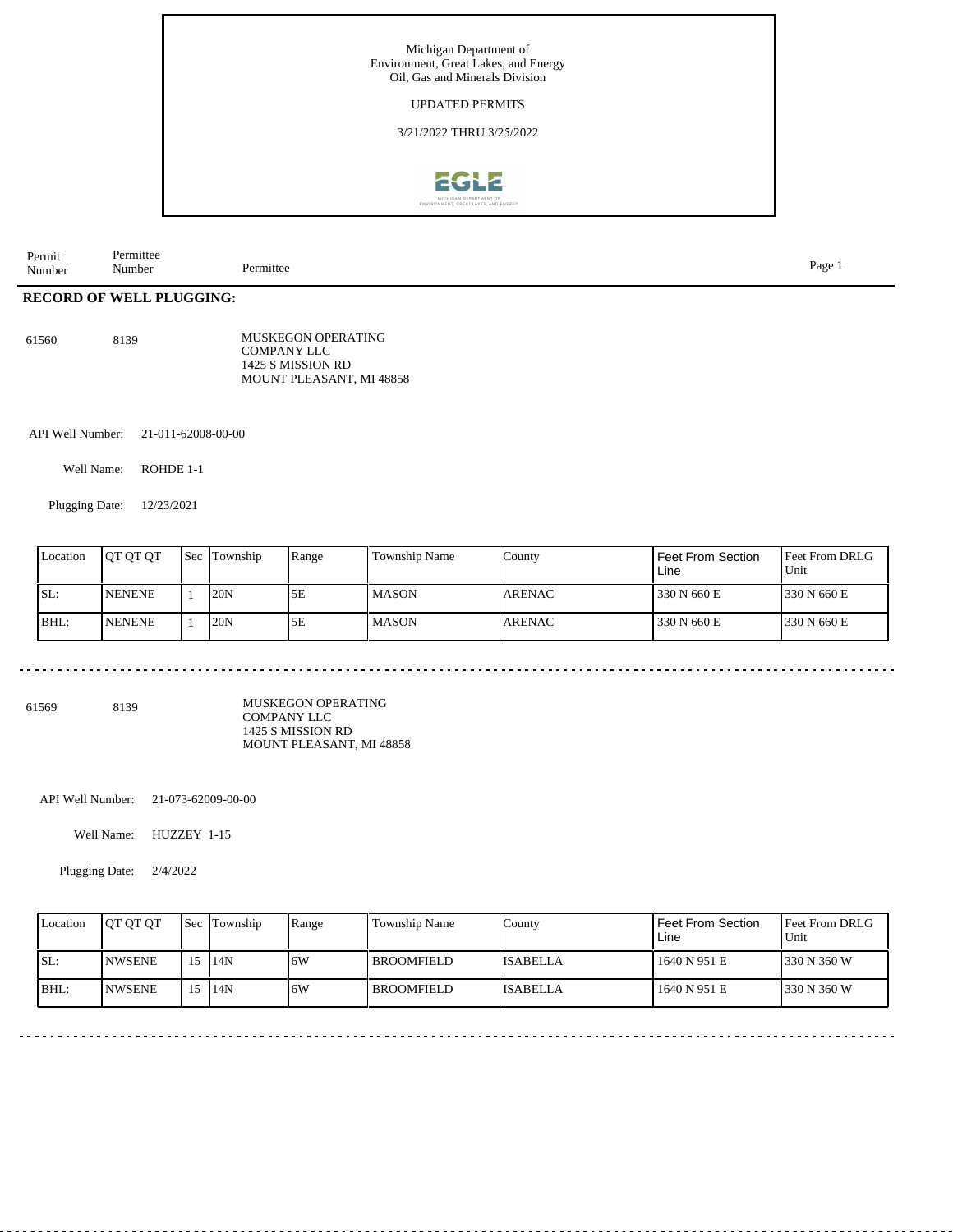Michigan Department of
Environment, Great Lakes, and Energy
Oil, Gas and Minerals Division

UPDATED PERMITS

3/21/2022 THRU 3/25/2022

| Permit Number | Permittee Number | Permittee |
|---|---|---|

## RECORD OF WELL PLUGGING:

61560 8139 MUSKEGON OPERATING COMPANY LLC
1425 S MISSION RD
MOUNT PLEASANT, MI 48858

API Well Number: 21-011-62008-00-00

Well Name: ROHDE 1-1

Plugging Date: 12/23/2021

| Location | QT QT QT | Sec | Township | Range | Township Name | County | Feet From Section Line | Feet From DRLG Unit |
|---|---|---|---|---|---|---|---|---|
| SL: | NENENE | 1 | 20N | 5E | MASON | ARENAC | 330 N 660 E | 330 N 660 E |
| BHL: | NENENE | 1 | 20N | 5E | MASON | ARENAC | 330 N 660 E | 330 N 660 E |

61569 8139 MUSKEGON OPERATING COMPANY LLC
1425 S MISSION RD
MOUNT PLEASANT, MI 48858

API Well Number: 21-073-62009-00-00

Well Name: HUZZEY 1-15

Plugging Date: 2/4/2022

| Location | QT QT QT | Sec | Township | Range | Township Name | County | Feet From Section Line | Feet From DRLG Unit |
|---|---|---|---|---|---|---|---|---|
| SL: | NWSENE | 15 | 14N | 6W | BROOMFIELD | ISABELLA | 1640 N 951 E | 330 N 360 W |
| BHL: | NWSENE | 15 | 14N | 6W | BROOMFIELD | ISABELLA | 1640 N 951 E | 330 N 360 W |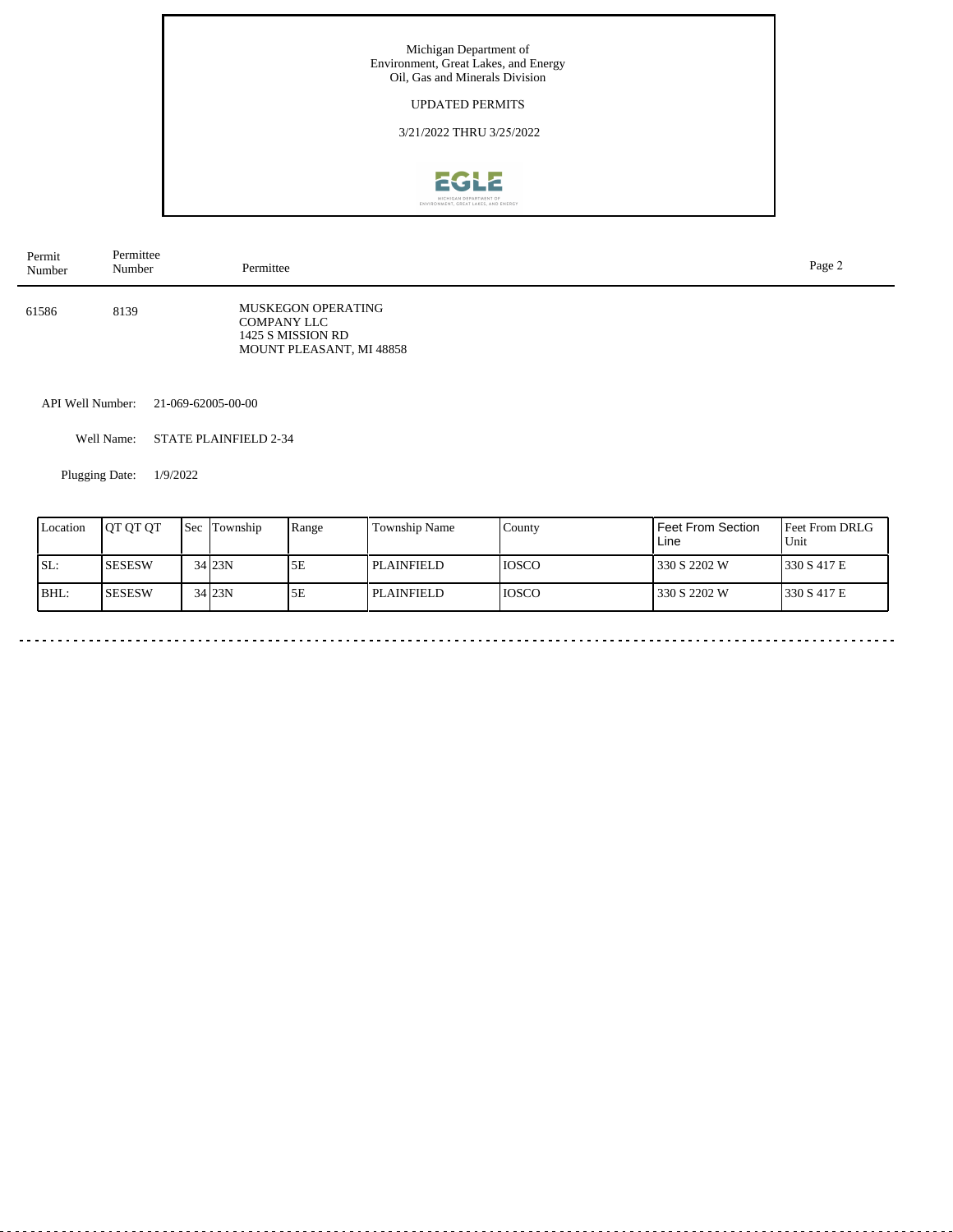Michigan Department of
Environment, Great Lakes, and Energy
Oil, Gas and Minerals Division

UPDATED PERMITS

3/21/2022 THRU 3/25/2022

| Permit Number | Permittee Number | Permittee |
|---|---|---|
| 61586 | 8139 | MUSKEGON OPERATING COMPANY LLC<br>1425 S MISSION RD<br>MOUNT PLEASANT, MI 48858 |

API Well Number: 21-069-62005-00-00

Well Name: STATE PLAINFIELD 2-34

Plugging Date: 1/9/2022

| Location | QT QT QT | Sec | Township | Range | Township Name | County | Feet From Section Line | Feet From DRLG Unit |
|---|---|---|---|---|---|---|---|---|
| SL: | SESESW | 34 | 23N | 5E | PLAINFIELD | IOSCO | 330 S 2202 W | 330 S 417 E |
| BHL: | SESESW | 34 | 23N | 5E | PLAINFIELD | IOSCO | 330 S 2202 W | 330 S 417 E |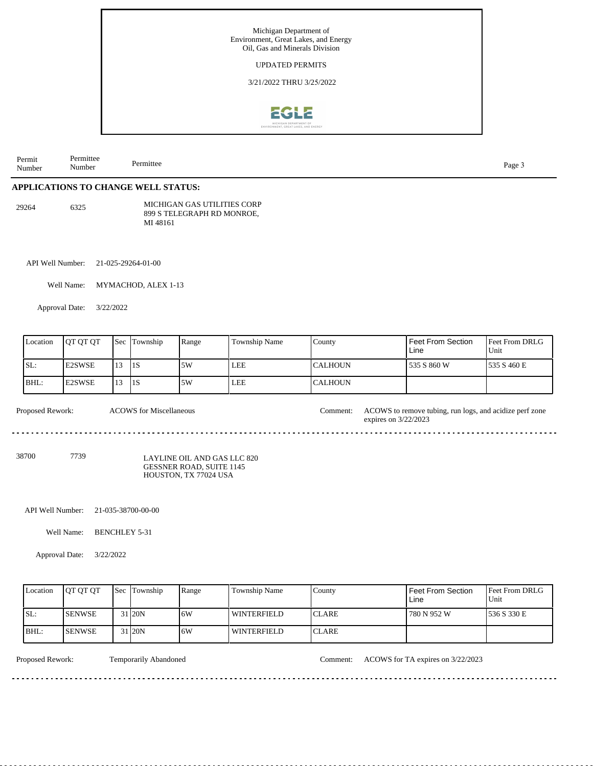Michigan Department of
Environment, Great Lakes, and Energy
Oil, Gas and Minerals Division

UPDATED PERMITS

3/21/2022 THRU 3/25/2022

| Permit Number | Permittee Number | Permittee |
|---|---|---|

## APPLICATIONS TO CHANGE WELL STATUS:

**29264** &nbsp;&nbsp; **6325** &nbsp;&nbsp; MICHIGAN GAS UTILITIES CORP
899 S TELEGRAPH RD MONROE, MI 48161

API Well Number: 21-025-29264-01-00

Well Name: MYMACHOD, ALEX 1-13

Approval Date: 3/22/2022

| Location | QT QT QT | Sec | Township | Range | Township Name | County | Feet From Section Line | Feet From DRLG Unit |
|---|---|---|---|---|---|---|---|---|
| SL: | E2SWSE | 13 | 1S | 5W | LEE | CALHOUN | 535 S 860 W | 535 S 460 E |
| BHL: | E2SWSE | 13 | 1S | 5W | LEE | CALHOUN | | |

Proposed Rework: ACOWS for Miscellaneous

Comment: ACOWS to remove tubing, run logs, and acidize perf zone expires on 3/22/2023

---

**38700** &nbsp;&nbsp; **7739** &nbsp;&nbsp; LAYLINE OIL AND GAS LLC 820 GESSNER ROAD, SUITE 1145
HOUSTON, TX 77024 USA

API Well Number: 21-035-38700-00-00

Well Name: BENCHLEY 5-31

Approval Date: 3/22/2022

| Location | QT QT QT | Sec | Township | Range | Township Name | County | Feet From Section Line | Feet From DRLG Unit |
|---|---|---|---|---|---|---|---|---|
| SL: | SENWSE | 31 | 20N | 6W | WINTERFIELD | CLARE | 780 N 952 W | 536 S 330 E |
| BHL: | SENWSE | 31 | 20N | 6W | WINTERFIELD | CLARE | | |

Proposed Rework: Temporarily Abandoned

Comment: ACOWS for TA expires on 3/22/2023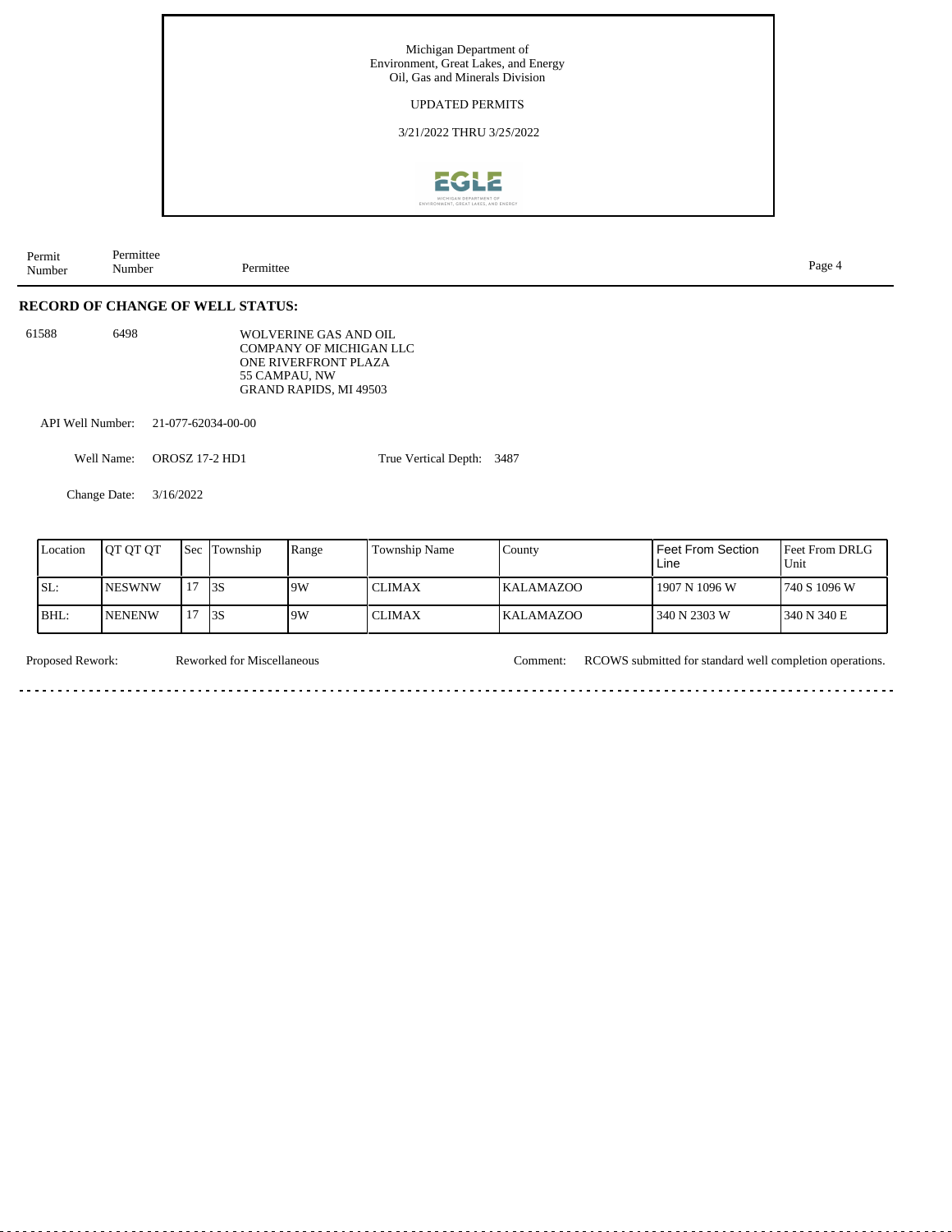Michigan Department of Environment, Great Lakes, and Energy
Oil, Gas and Minerals Division

UPDATED PERMITS

3/21/2022 THRU 3/25/2022

| Permit Number | Permittee Number | Permittee |
|---|---|---|

## RECORD OF CHANGE OF WELL STATUS:

61588 6498 WOLVERINE GAS AND OIL COMPANY OF MICHIGAN LLC
ONE RIVERFRONT PLAZA
55 CAMPAU, NW
GRAND RAPIDS, MI 49503

API Well Number: 21-077-62034-00-00

Well Name: OROSZ 17-2 HD1

True Vertical Depth: 3487

Change Date: 3/16/2022

| Location | QT QT QT | Sec | Township | Range | Township Name | County | Feet From Section Line | Feet From DRLG Unit |
|---|---|---|---|---|---|---|---|---|
| SL: | NESWNW | 17 | 3S | 9W | CLIMAX | KALAMAZOO | 1907 N 1096 W | 740 S 1096 W |
| BHL: | NENENW | 17 | 3S | 9W | CLIMAX | KALAMAZOO | 340 N 2303 W | 340 N 340 E |

Proposed Rework: Reworked for Miscellaneous

Comment: RCOWS submitted for standard well completion operations.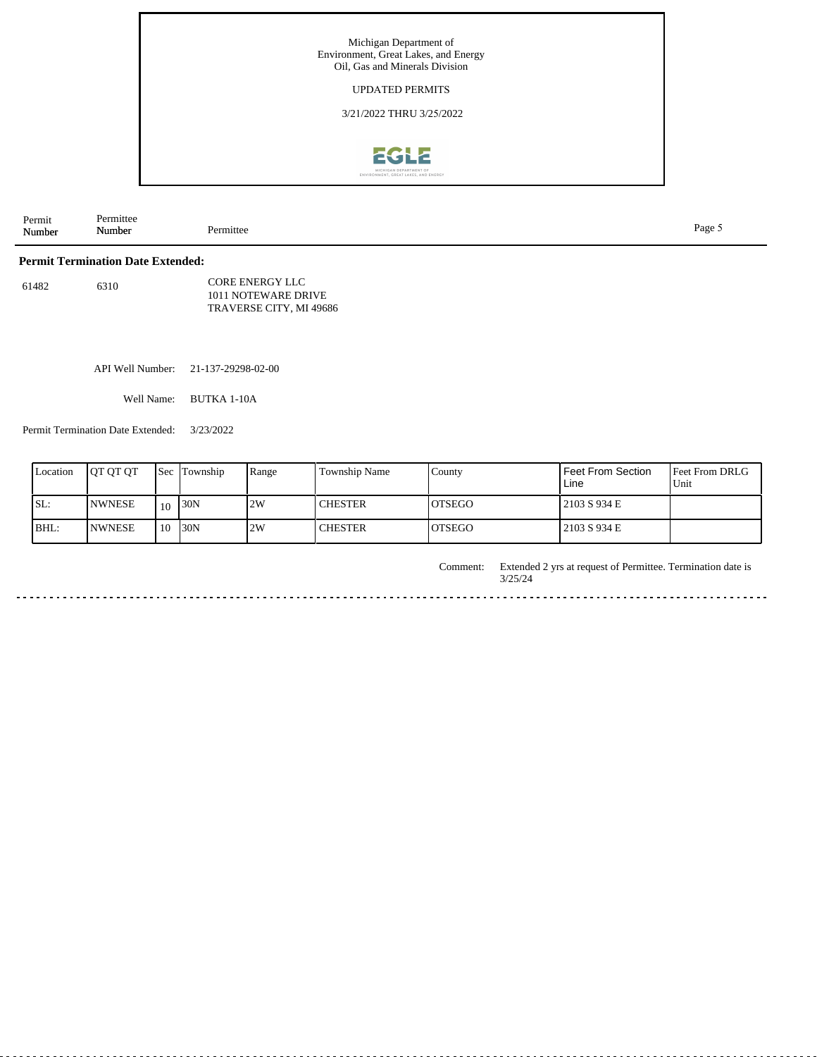Michigan Department of
Environment, Great Lakes, and Energy
Oil, Gas and Minerals Division

UPDATED PERMITS

3/21/2022 THRU 3/25/2022

| Permit Number | Permittee Number | Permittee |
|---|---|---|

**Permit Termination Date Extended:**

61482 6310 CORE ENERGY LLC
1011 NOTEWARE DRIVE
TRAVERSE CITY, MI 49686

API Well Number: 21-137-29298-02-00

Well Name: BUTKA 1-10A

Permit Termination Date Extended: 3/23/2022

| Location | QT QT QT | Sec | Township | Range | Township Name | County | Feet From Section Line | Feet From DRLG Unit |
|---|---|---|---|---|---|---|---|---|
| SL: | NWNESE | 10 | 30N | 2W | CHESTER | OTSEGO | 2103 S 934 E | |
| BHL: | NWNESE | 10 | 30N | 2W | CHESTER | OTSEGO | 2103 S 934 E | |

Comment: Extended 2 yrs at request of Permittee. Termination date is 3/25/24